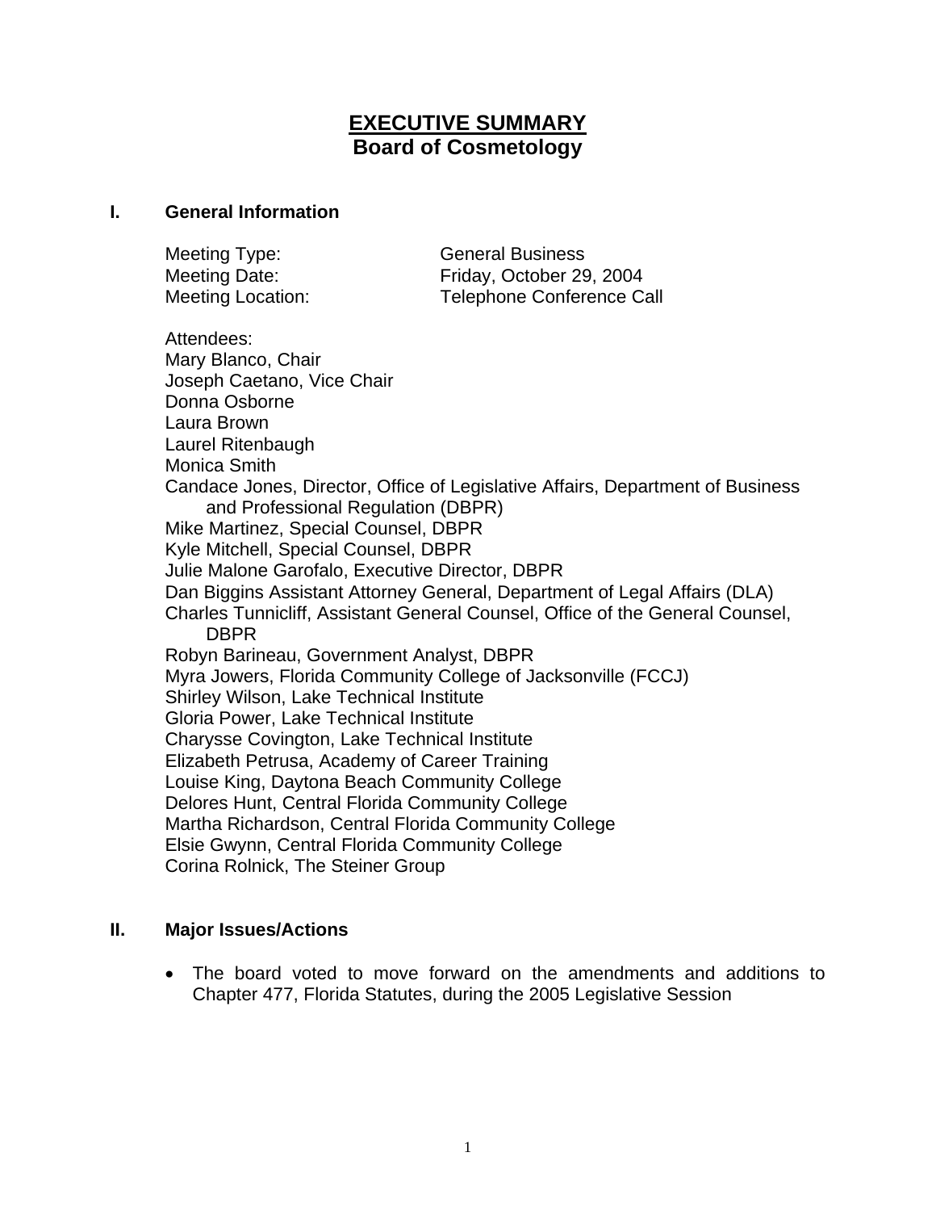# EXECUTIVE SUMMARY
## Board of Cosmetology

### I. General Information

Meeting Type: General Business
Meeting Date: Friday, October 29, 2004
Meeting Location: Telephone Conference Call

Attendees:
Mary Blanco, Chair
Joseph Caetano, Vice Chair
Donna Osborne
Laura Brown
Laurel Ritenbaugh
Monica Smith
Candace Jones, Director, Office of Legislative Affairs, Department of Business and Professional Regulation (DBPR)
Mike Martinez, Special Counsel, DBPR
Kyle Mitchell, Special Counsel, DBPR
Julie Malone Garofalo, Executive Director, DBPR
Dan Biggins Assistant Attorney General, Department of Legal Affairs (DLA)
Charles Tunnicliff, Assistant General Counsel, Office of the General Counsel, DBPR
Robyn Barineau, Government Analyst, DBPR
Myra Jowers, Florida Community College of Jacksonville (FCCJ)
Shirley Wilson, Lake Technical Institute
Gloria Power, Lake Technical Institute
Charysse Covington, Lake Technical Institute
Elizabeth Petrusa, Academy of Career Training
Louise King, Daytona Beach Community College
Delores Hunt, Central Florida Community College
Martha Richardson, Central Florida Community College
Elsie Gwynn, Central Florida Community College
Corina Rolnick, The Steiner Group

### II. Major Issues/Actions

- The board voted to move forward on the amendments and additions to Chapter 477, Florida Statutes, during the 2005 Legislative Session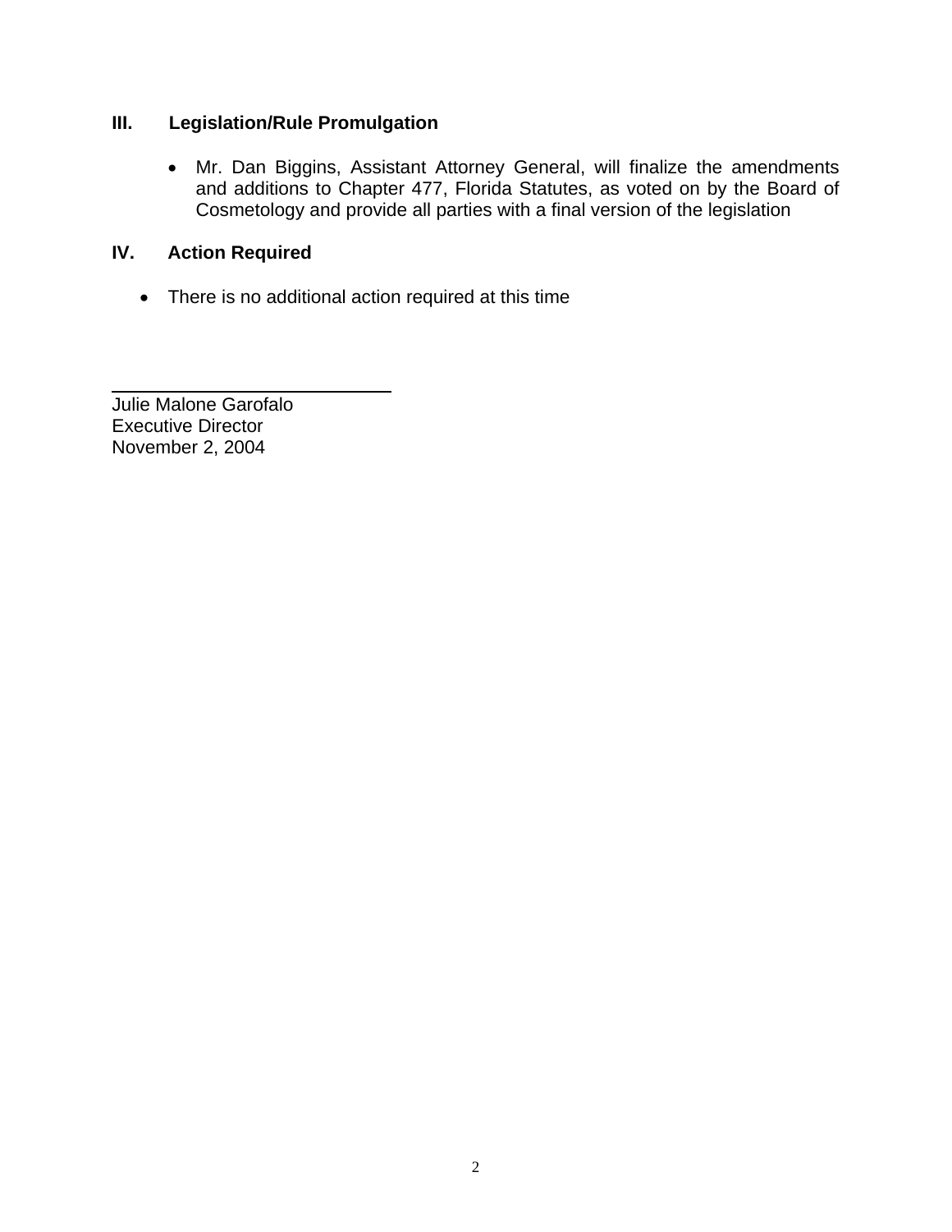## III. Legislation/Rule Promulgation

- Mr. Dan Biggins, Assistant Attorney General, will finalize the amendments and additions to Chapter 477, Florida Statutes, as voted on by the Board of Cosmetology and provide all parties with a final version of the legislation

## IV. Action Required

- There is no additional action required at this time

Julie Malone Garofalo
Executive Director
November 2, 2004